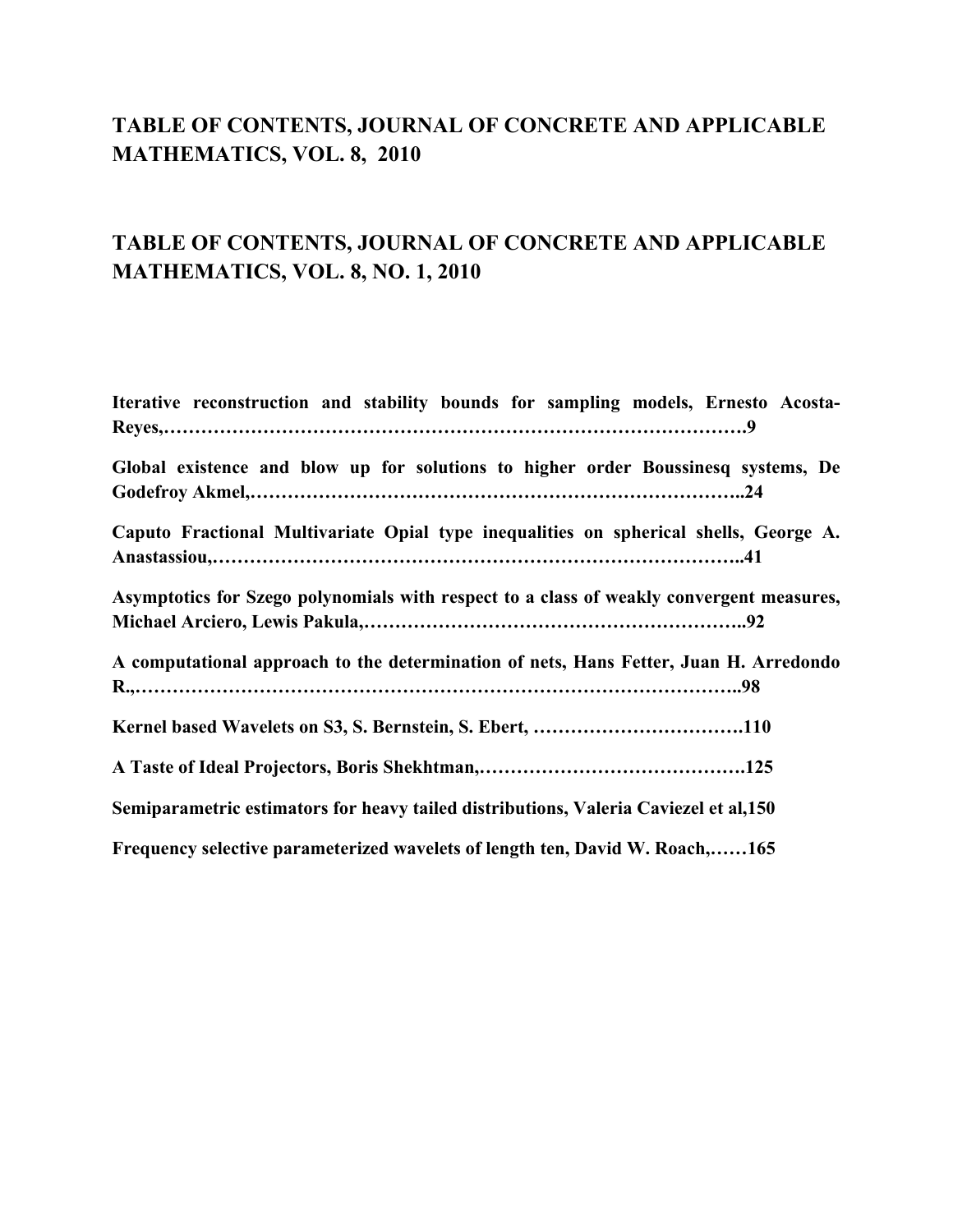## TABLE OF CONTENTS, JOURNAL OF CONCRETE AND APPLICABLE MATHEMATICS, VOL. 8, 2010

## TABLE OF CONTENTS, JOURNAL OF CONCRETE AND APPLICABLE MATHEMATICS, VOL. 8, NO. 1, 2010

**Iterative reconstruction and stability bounds for sampling models, Ernesto Acosta-Reyes,……………………………………………………………………………………9**

**Global existence and blow up for solutions to higher order Boussinesq systems, De Godefroy Akmel,……………………………………………………………………..24**

**Caputo Fractional Multivariate Opial type inequalities on spherical shells, George A. Anastassiou,…………………………………………………………………………..41**

**Asymptotics for Szego polynomials with respect to a class of weakly convergent measures, Michael Arciero, Lewis Pakula,……………………………………………………..92**

**A computational approach to the determination of nets, Hans Fetter, Juan H. Arredondo R.,……………………………………………………………………………………..98**

**Kernel based Wavelets on S3, S. Bernstein, S. Ebert, …………………………….110**

**A Taste of Ideal Projectors, Boris Shekhtman,…………………………………….125**

**Semiparametric estimators for heavy tailed distributions, Valeria Caviezel et al,150**

**Frequency selective parameterized wavelets of length ten, David W. Roach,……165**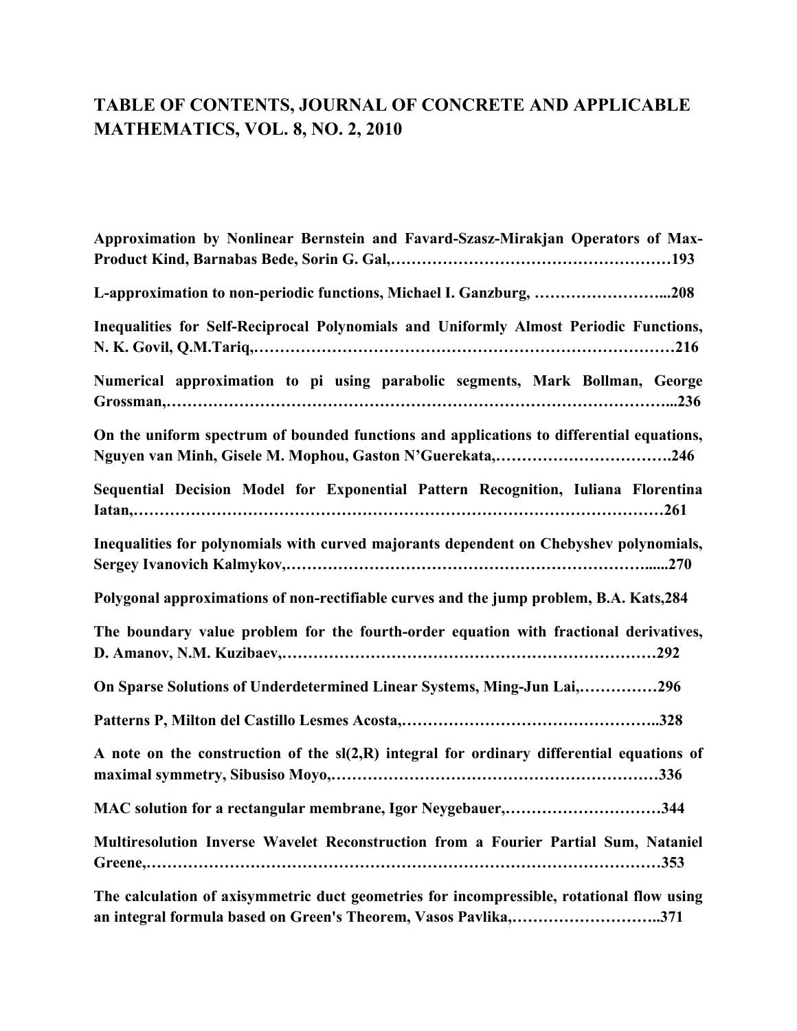# TABLE OF CONTENTS, JOURNAL OF CONCRETE AND APPLICABLE MATHEMATICS, VOL. 8, NO. 2, 2010

**Approximation by Nonlinear Bernstein and Favard-Szasz-Mirakjan Operators of Max-Product Kind, Barnabas Bede, Sorin G. Gal,……………………………………………193**

**L-approximation to non-periodic functions, Michael I. Ganzburg, ……………………..208**

**Inequalities for Self-Reciprocal Polynomials and Uniformly Almost Periodic Functions, N. K. Govil, Q.M.Tariq,………………………………………………………………………216**

**Numerical approximation to pi using parabolic segments, Mark Bollman, George Grossman,……………………………………………………………………………………...236**

**On the uniform spectrum of bounded functions and applications to differential equations, Nguyen van Minh, Gisele M. Mophou, Gaston N'Guerekata,…………………………….246**

**Sequential Decision Model for Exponential Pattern Recognition, Iuliana Florentina Iatan,……………………………………………………………………………………………261**

**Inequalities for polynomials with curved majorants dependent on Chebyshev polynomials, Sergey Ivanovich Kalmykov,…………………………………………………………......270**

**Polygonal approximations of non-rectifiable curves and the jump problem, B.A. Kats,284**

**The boundary value problem for the fourth-order equation with fractional derivatives, D. Amanov, N.M. Kuzibaev,………………………………………………………………292**

**On Sparse Solutions of Underdetermined Linear Systems, Ming-Jun Lai,……………296**

**Patterns P, Milton del Castillo Lesmes Acosta,…………………………………………..328**

**A note on the construction of the sl(2,R) integral for ordinary differential equations of maximal symmetry, Sibusiso Moyo,………………………………………………………336**

**MAC solution for a rectangular membrane, Igor Neygebauer,…………………………344**

**Multiresolution Inverse Wavelet Reconstruction from a Fourier Partial Sum, Nataniel Greene,………………………………………………………………………………………353**

**The calculation of axisymmetric duct geometries for incompressible, rotational flow using an integral formula based on Green's Theorem, Vasos Pavlika,………………………..371**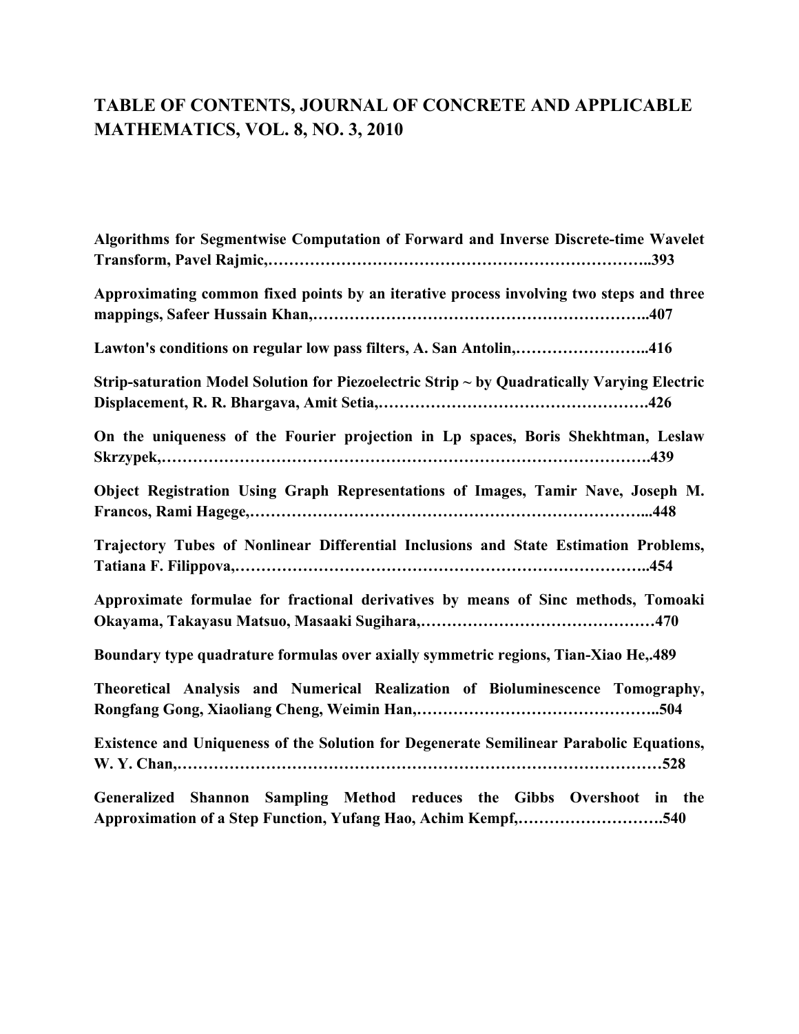# TABLE OF CONTENTS, JOURNAL OF CONCRETE AND APPLICABLE MATHEMATICS, VOL. 8, NO. 3, 2010

**Algorithms for Segmentwise Computation of Forward and Inverse Discrete-time Wavelet Transform, Pavel Rajmic,………………………………………………………………..393**

**Approximating common fixed points by an iterative process involving two steps and three mappings, Safeer Hussain Khan,………………………………………………………..407**

**Lawton's conditions on regular low pass filters, A. San Antolin,……………………..416**

**Strip-saturation Model Solution for Piezoelectric Strip ~ by Quadratically Varying Electric Displacement, R. R. Bhargava, Amit Setia,…………………………………………….426**

**On the uniqueness of the Fourier projection in Lp spaces, Boris Shekhtman, Leslaw Skrzypek,……………………………………………………………………………….439**

**Object Registration Using Graph Representations of Images, Tamir Nave, Joseph M. Francos, Rami Hagege,…………………………………………………………………...448**

**Trajectory Tubes of Nonlinear Differential Inclusions and State Estimation Problems, Tatiana F. Filippova,……………………………………………………………………..454**

**Approximate formulae for fractional derivatives by means of Sinc methods, Tomoaki Okayama, Takayasu Matsuo, Masaaki Sugihara,………………………………………470**

**Boundary type quadrature formulas over axially symmetric regions, Tian-Xiao He,.489**

**Theoretical Analysis and Numerical Realization of Bioluminescence Tomography, Rongfang Gong, Xiaoliang Cheng, Weimin Han,………………………………………..504**

**Existence and Uniqueness of the Solution for Degenerate Semilinear Parabolic Equations, W. Y. Chan,………………………………………………………………………………528**

**Generalized Shannon Sampling Method reduces the Gibbs Overshoot in the Approximation of a Step Function, Yufang Hao, Achim Kempf,……………………….540**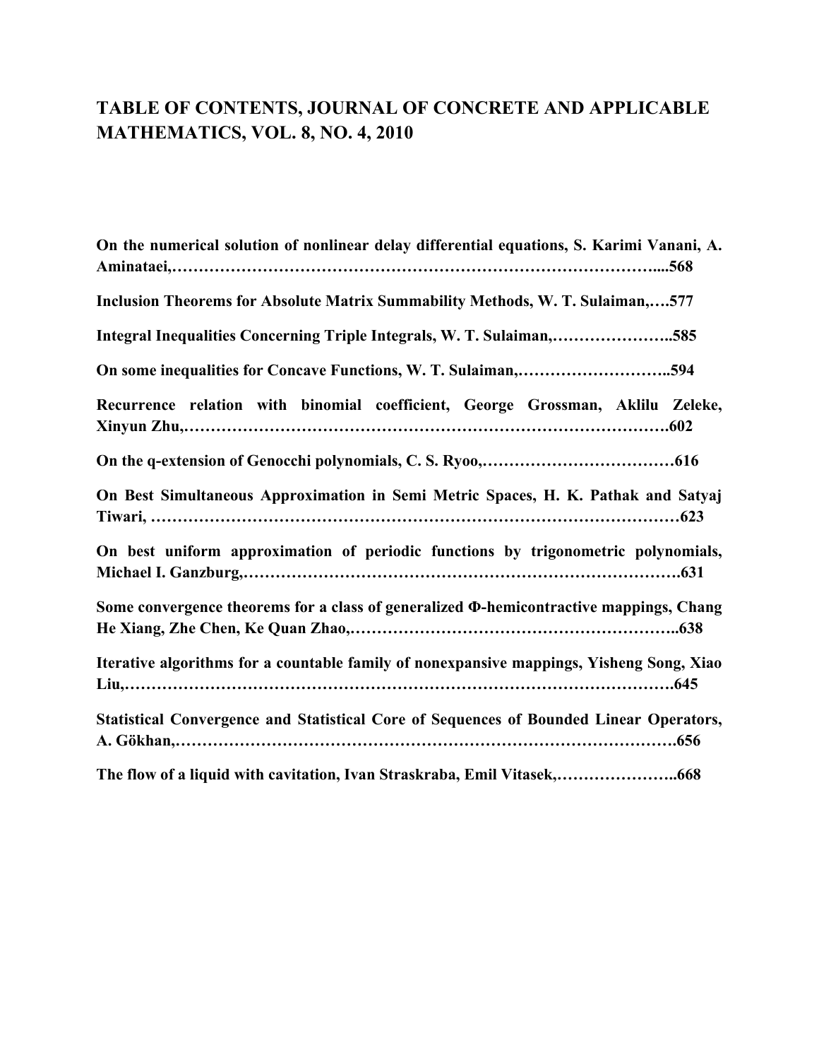# TABLE OF CONTENTS, JOURNAL OF CONCRETE AND APPLICABLE MATHEMATICS, VOL. 8, NO. 4, 2010

**On the numerical solution of nonlinear delay differential equations, S. Karimi Vanani, A. Aminataei,…………………………………………………………………………....568**

**Inclusion Theorems for Absolute Matrix Summability Methods, W. T. Sulaiman,….577**

**Integral Inequalities Concerning Triple Integrals, W. T. Sulaiman,…………………..585**

**On some inequalities for Concave Functions, W. T. Sulaiman,………………………..594**

**Recurrence relation with binomial coefficient, George Grossman, Aklilu Zeleke, Xinyun Zhu,……………………………………………………………………………602**

**On the q-extension of Genocchi polynomials, C. S. Ryoo,………………………………616**

**On Best Simultaneous Approximation in Semi Metric Spaces, H. K. Pathak and Satyaj Tiwari, ……………………………………………………………………………………623**

**On best uniform approximation of periodic functions by trigonometric polynomials, Michael I. Ganzburg,……………………………………………………………………….631**

**Some convergence theorems for a class of generalized Φ-hemicontractive mappings, Chang He Xiang, Zhe Chen, Ke Quan Zhao,……………………………………………………..638**

**Iterative algorithms for a countable family of nonexpansive mappings, Yisheng Song, Xiao Liu,…………………………………………………………………………………………….645**

**Statistical Convergence and Statistical Core of Sequences of Bounded Linear Operators, A. Gökhan,……………………………………………………………………………….656**

**The flow of a liquid with cavitation, Ivan Straskraba, Emil Vitasek,…………………..668**